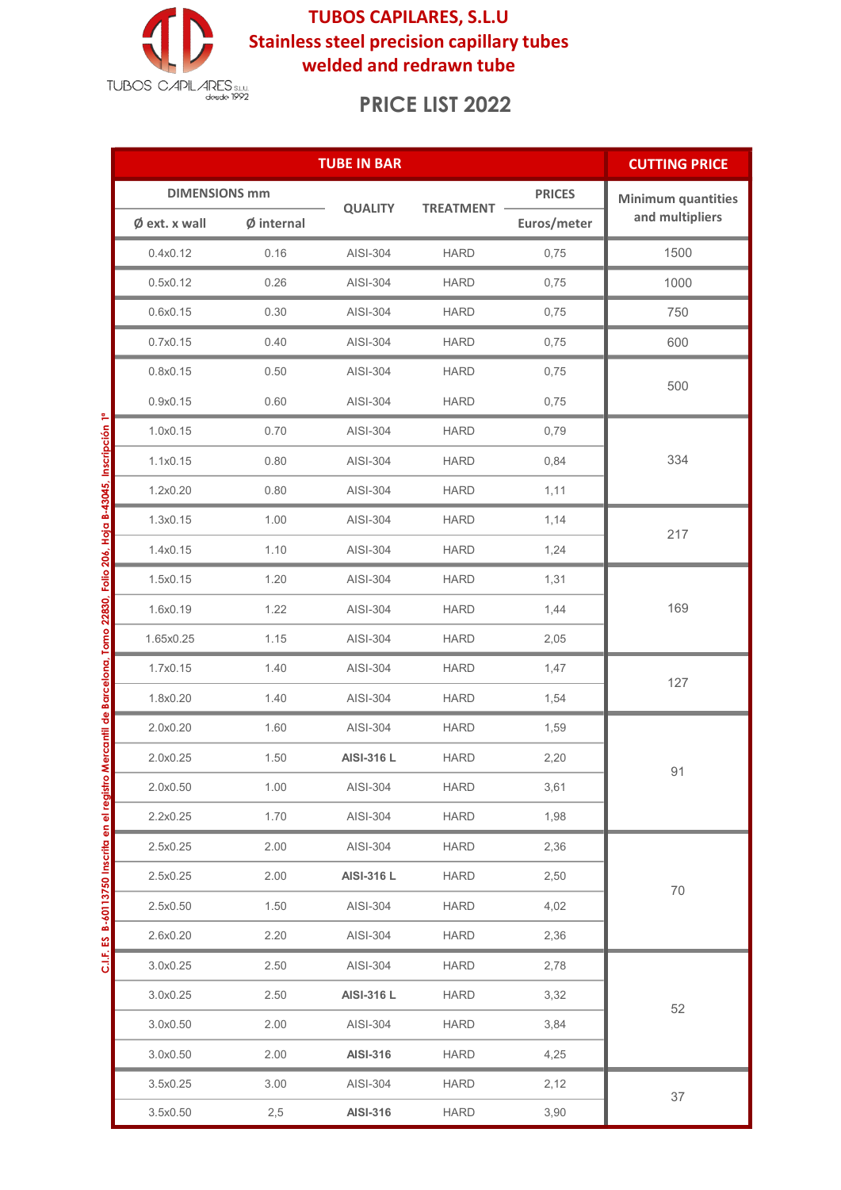# TUBOS CAPILARES, S.L.U

## Stainless steel precision capillary tubes welded and redrawn tube

## PRICE LIST 2022

| TUBE IN BAR | | | | | CUTTING PRICE |
|---|---|---|---|---|---|
| DIMENSIONS mm | | QUALITY | TREATMENT | PRICES | Minimum quantities and multipliers |
| Ø ext. x wall | Ø internal | | | Euros/meter | |
| 0.4x0.12 | 0.16 | AISI-304 | HARD | 0,75 | 1500 |
| 0.5x0.12 | 0.26 | AISI-304 | HARD | 0,75 | 1000 |
| 0.6x0.15 | 0.30 | AISI-304 | HARD | 0,75 | 750 |
| 0.7x0.15 | 0.40 | AISI-304 | HARD | 0,75 | 600 |
| 0.8x0.15 | 0.50 | AISI-304 | HARD | 0,75 | 500 |
| 0.9x0.15 | 0.60 | AISI-304 | HARD | 0,75 | |
| 1.0x0.15 | 0.70 | AISI-304 | HARD | 0,79 | 334 |
| 1.1x0.15 | 0.80 | AISI-304 | HARD | 0,84 | |
| 1.2x0.20 | 0.80 | AISI-304 | HARD | 1,11 | |
| 1.3x0.15 | 1.00 | AISI-304 | HARD | 1,14 | 217 |
| 1.4x0.15 | 1.10 | AISI-304 | HARD | 1,24 | |
| 1.5x0.15 | 1.20 | AISI-304 | HARD | 1,31 | 169 |
| 1.6x0.19 | 1.22 | AISI-304 | HARD | 1,44 | |
| 1.65x0.25 | 1.15 | AISI-304 | HARD | 2,05 | |
| 1.7x0.15 | 1.40 | AISI-304 | HARD | 1,47 | 127 |
| 1.8x0.20 | 1.40 | AISI-304 | HARD | 1,54 | |
| 2.0x0.20 | 1.60 | AISI-304 | HARD | 1,59 | 91 |
| 2.0x0.25 | 1.50 | **AISI-316 L** | HARD | 2,20 | |
| 2.0x0.50 | 1.00 | AISI-304 | HARD | 3,61 | |
| 2.2x0.25 | 1.70 | AISI-304 | HARD | 1,98 | |
| 2.5x0.25 | 2.00 | AISI-304 | HARD | 2,36 | 70 |
| 2.5x0.25 | 2.00 | **AISI-316 L** | HARD | 2,50 | |
| 2.5x0.50 | 1.50 | AISI-304 | HARD | 4,02 | |
| 2.6x0.20 | 2.20 | AISI-304 | HARD | 2,36 | |
| 3.0x0.25 | 2.50 | AISI-304 | HARD | 2,78 | 52 |
| 3.0x0.25 | 2.50 | **AISI-316 L** | HARD | 3,32 | |
| 3.0x0.50 | 2.00 | AISI-304 | HARD | 3,84 | |
| 3.0x0.50 | 2.00 | **AISI-316** | HARD | 4,25 | |
| 3.5x0.25 | 3.00 | AISI-304 | HARD | 2,12 | 37 |
| 3.5x0.50 | 2,5 | **AISI-316** | HARD | 3,90 | |

C.I.F. ES B-60113750 Inscrita en el registro Mercantil de Barcelona, Tomo 22830, Folio 206, Hoja B-43045, Inscripción 1ª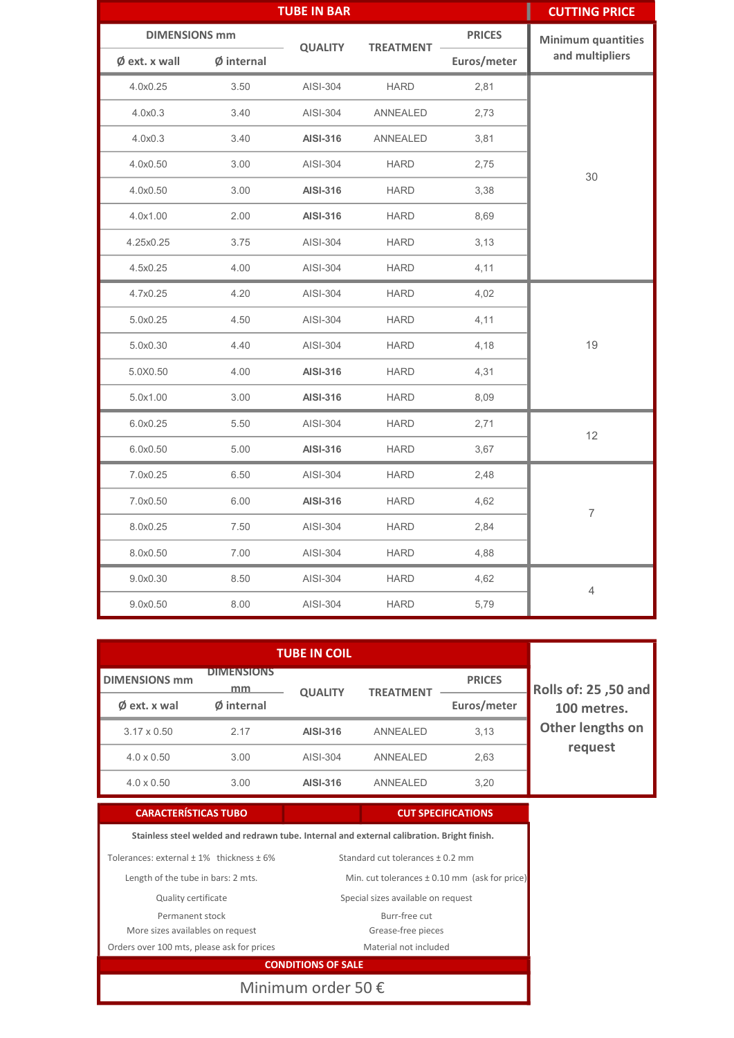## TUBE IN BAR

| DIMENSIONS mm | | QUALITY | TREATMENT | PRICES | CUTTING PRICE |
|---|---|---|---|---|---|
| Ø ext. x wall | Ø internal | | | Euros/meter | Minimum quantities and multipliers |
| 4.0x0.25 | 3.50 | AISI-304 | HARD | 2,81 | 30 |
| 4.0x0.3 | 3.40 | AISI-304 | ANNEALED | 2,73 | |
| 4.0x0.3 | 3.40 | **AISI-316** | ANNEALED | 3,81 | |
| 4.0x0.50 | 3.00 | AISI-304 | HARD | 2,75 | |
| 4.0x0.50 | 3.00 | **AISI-316** | HARD | 3,38 | |
| 4.0x1.00 | 2.00 | **AISI-316** | HARD | 8,69 | |
| 4.25x0.25 | 3.75 | AISI-304 | HARD | 3,13 | |
| 4.5x0.25 | 4.00 | AISI-304 | HARD | 4,11 | |
| 4.7x0.25 | 4.20 | AISI-304 | HARD | 4,02 | 19 |
| 5.0x0.25 | 4.50 | AISI-304 | HARD | 4,11 | |
| 5.0x0.30 | 4.40 | AISI-304 | HARD | 4,18 | |
| 5.0X0.50 | 4.00 | **AISI-316** | HARD | 4,31 | |
| 5.0x1.00 | 3.00 | **AISI-316** | HARD | 8,09 | |
| 6.0x0.25 | 5.50 | AISI-304 | HARD | 2,71 | 12 |
| 6.0x0.50 | 5.00 | **AISI-316** | HARD | 3,67 | |
| 7.0x0.25 | 6.50 | AISI-304 | HARD | 2,48 | 7 |
| 7.0x0.50 | 6.00 | **AISI-316** | HARD | 4,62 | |
| 8.0x0.25 | 7.50 | AISI-304 | HARD | 2,84 | |
| 8.0x0.50 | 7.00 | AISI-304 | HARD | 4,88 | |
| 9.0x0.30 | 8.50 | AISI-304 | HARD | 4,62 | 4 |
| 9.0x0.50 | 8.00 | AISI-304 | HARD | 5,79 | |

## TUBE IN COIL

| DIMENSIONS mm | DIMENSIONS mm | QUALITY | TREATMENT | PRICES | |
|---|---|---|---|---|---|
| Ø ext. x wal | Ø internal | | | Euros/meter | **Rolls of: 25 ,50 and 100 metres. Other lengths on request** |
| 3.17 x 0.50 | 2.17 | **AISI-316** | ANNEALED | 3,13 | |
| 4.0 x 0.50 | 3.00 | AISI-304 | ANNEALED | 2,63 | |
| 4.0 x 0.50 | 3.00 | **AISI-316** | ANNEALED | 3,20 | |

| CARACTERÍSTICAS TUBO | CUT SPECIFICATIONS |
|---|---|
| **Stainless steel welded and redrawn tube. Internal and external calibration. Bright finish.** | |
| Tolerances: external ± 1% thickness ± 6% | Standard cut tolerances ± 0.2 mm |
| Length of the tube in bars: 2 mts. | Min. cut tolerances ± 0.10 mm (ask for price) |
| Quality certificate | Special sizes available on request |
| Permanent stock | Burr-free cut |
| More sizes availables on request | Grease-free pieces |
| Orders over 100 mts, please ask for prices | Material not included |

### CONDITIONS OF SALE

Minimum order 50 €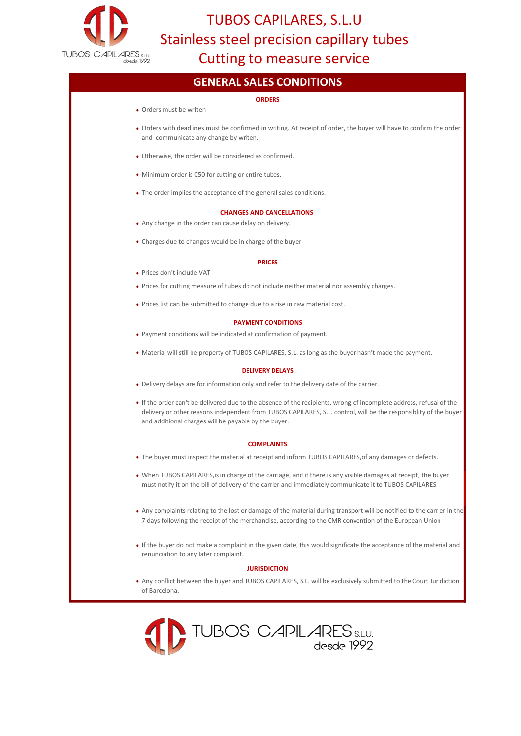# TUBOS CAPILARES, S.L.U

Stainless steel precision capillary tubes

Cutting to measure service

## GENERAL SALES CONDITIONS

### ORDERS

- Orders must be writen
- Orders with deadlines must be confirmed in writing. At receipt of order, the buyer will have to confirm the order and communicate any change by writen.
- Otherwise, the order will be considered as confirmed.
- Minimum order is €50 for cutting or entire tubes.
- The order implies the acceptance of the general sales conditions.

### CHANGES AND CANCELLATIONS

- Any change in the order can cause delay on delivery.
- Charges due to changes would be in charge of the buyer.

### PRICES

- Prices don't include VAT
- Prices for cutting measure of tubes do not include neither material nor assembly charges.
- Prices list can be submitted to change due to a rise in raw material cost.

### PAYMENT CONDITIONS

- Payment conditions will be indicated at confirmation of payment.
- Material will still be property of TUBOS CAPILARES, S.L. as long as the buyer hasn't made the payment.

### DELIVERY DELAYS

- Delivery delays are for information only and refer to the delivery date of the carrier.
- If the order can't be delivered due to the absence of the recipients, wrong of incomplete address, refusal of the delivery or other reasons independent from TUBOS CAPILARES, S.L. control, will be the responsiblity of the buyer and additional charges will be payable by the buyer.

### COMPLAINTS

- The buyer must inspect the material at receipt and inform TUBOS CAPILARES,of any damages or defects.
- When TUBOS CAPILARES,is in charge of the carriage, and if there is any visible damages at receipt, the buyer must notify it on the bill of delivery of the carrier and immediately communicate it to TUBOS CAPILARES
- Any complaints relating to the lost or damage of the material during transport will be notified to the carrier in the 7 days following the receipt of the merchandise, according to the CMR convention of the European Union
- If the buyer do not make a complaint in the given date, this would significate the acceptance of the material and renunciation to any later complaint.

### JURISDICTION

- Any conflict between the buyer and TUBOS CAPILARES, S.L. will be exclusively submitted to the Court Juridiction of Barcelona.

TUBOS CAPILARES S.L.U. desde 1992